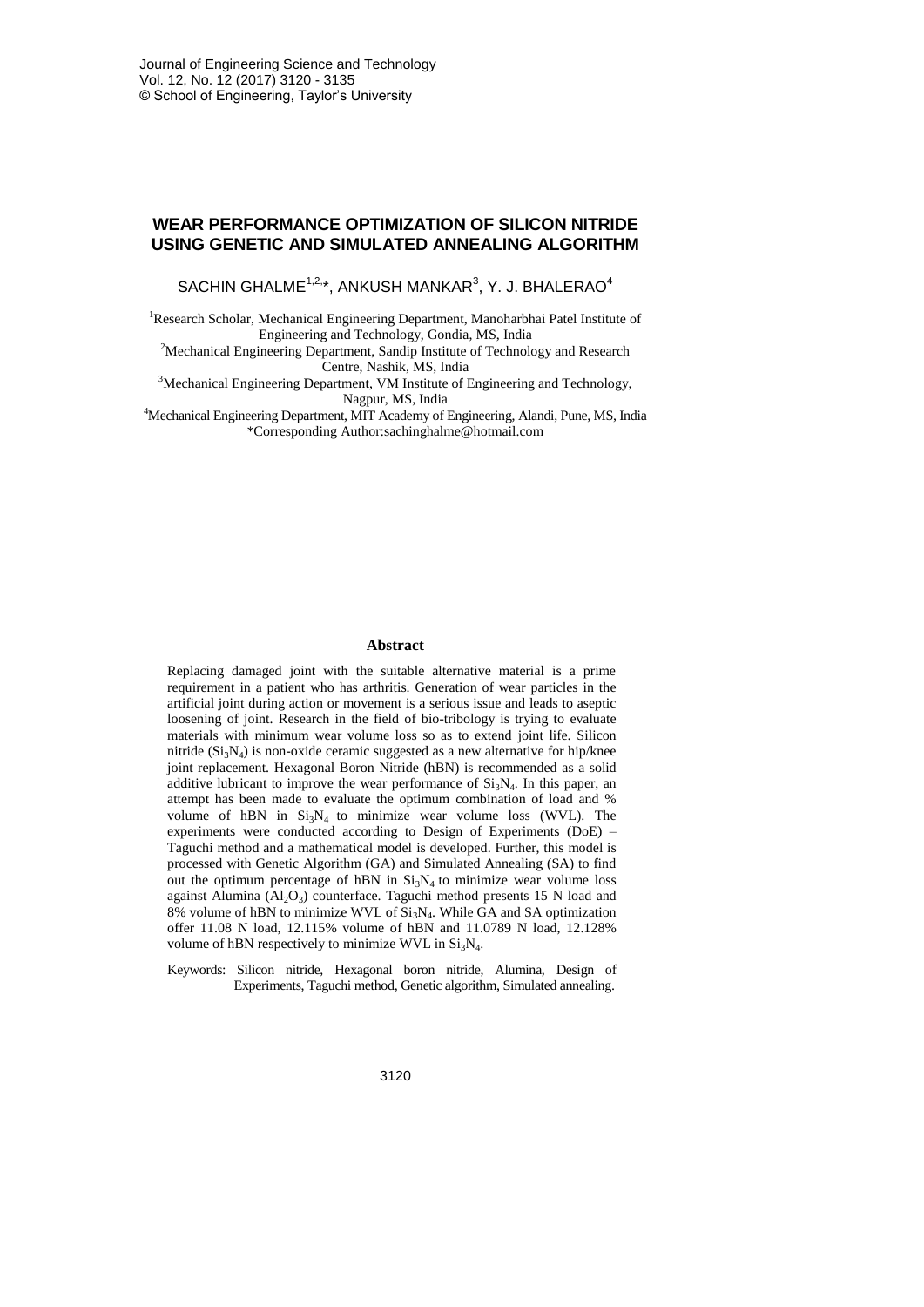# WEAR PERFORMANCE OPTIMIZATION OF SILICON NITRIDE USING GENETIC AND SIMULATED ANNEALING ALGORITHM

SACHIN GHALME[1,2,*], ANKUSH MANKAR[3], Y. J. BHALERAO[4]

[1]Research Scholar, Mechanical Engineering Department, Manoharbhai Patel Institute of Engineering and Technology, Gondia, MS, India

[2]Mechanical Engineering Department, Sandip Institute of Technology and Research Centre, Nashik, MS, India

[3]Mechanical Engineering Department, VM Institute of Engineering and Technology, Nagpur, MS, India

[4]Mechanical Engineering Department, MIT Academy of Engineering, Alandi, Pune, MS, India

*Corresponding Author:sachinghalme@hotmail.com

## Abstract

Replacing damaged joint with the suitable alternative material is a prime requirement in a patient who has arthritis. Generation of wear particles in the artificial joint during action or movement is a serious issue and leads to aseptic loosening of joint. Research in the field of bio-tribology is trying to evaluate materials with minimum wear volume loss so as to extend joint life. Silicon nitride ($Si_3N_4$) is non-oxide ceramic suggested as a new alternative for hip/knee joint replacement. Hexagonal Boron Nitride (hBN) is recommended as a solid additive lubricant to improve the wear performance of $Si_3N_4$. In this paper, an attempt has been made to evaluate the optimum combination of load and % volume of hBN in $Si_3N_4$ to minimize wear volume loss (WVL). The experiments were conducted according to Design of Experiments (DoE) – Taguchi method and a mathematical model is developed. Further, this model is processed with Genetic Algorithm (GA) and Simulated Annealing (SA) to find out the optimum percentage of hBN in $Si_3N_4$ to minimize wear volume loss against Alumina ($Al_2O_3$) counterface. Taguchi method presents 15 N load and 8% volume of hBN to minimize WVL of $Si_3N_4$. While GA and SA optimization offer 11.08 N load, 12.115% volume of hBN and 11.0789 N load, 12.128% volume of hBN respectively to minimize WVL in $Si_3N_4$.

Keywords: Silicon nitride, Hexagonal boron nitride, Alumina, Design of Experiments, Taguchi method, Genetic algorithm, Simulated annealing.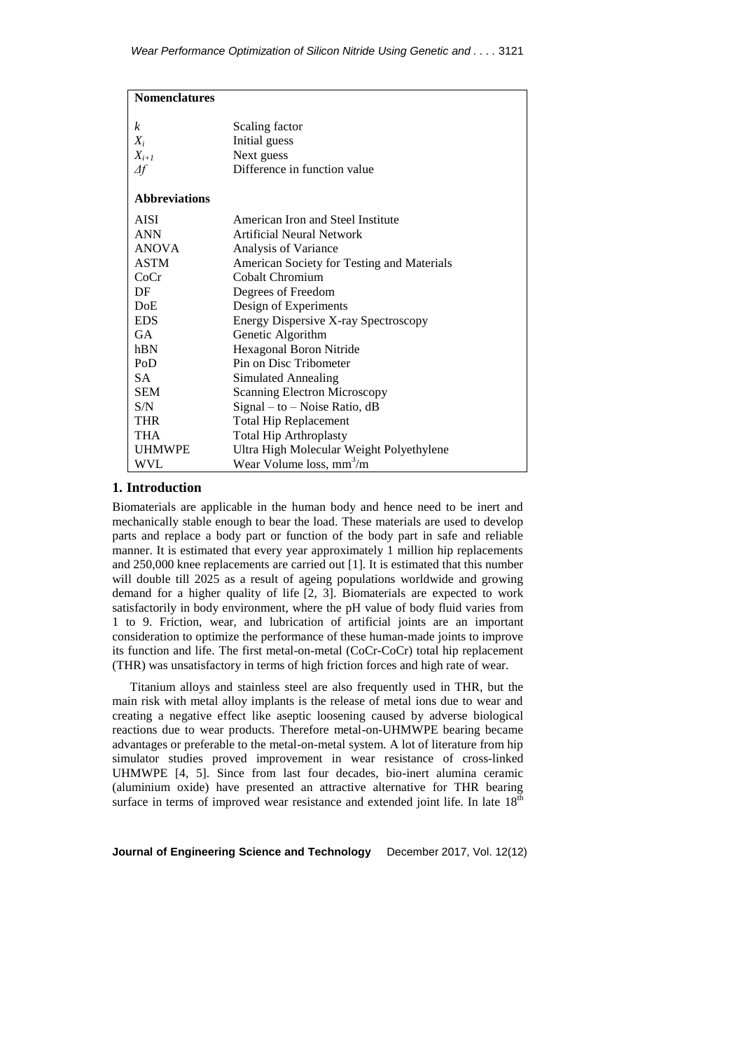| **Nomenclatures** | |
| --- | --- |
| $k$ | Scaling factor |
| $X_i$ | Initial guess |
| $X_{i+1}$ | Next guess |
| $\Delta f$ | Difference in function value |
| **Abbreviations** | |
| AISI | American Iron and Steel Institute |
| ANN | Artificial Neural Network |
| ANOVA | Analysis of Variance |
| ASTM | American Society for Testing and Materials |
| CoCr | Cobalt Chromium |
| DF | Degrees of Freedom |
| DoE | Design of Experiments |
| EDS | Energy Dispersive X-ray Spectroscopy |
| GA | Genetic Algorithm |
| hBN | Hexagonal Boron Nitride |
| PoD | Pin on Disc Tribometer |
| SA | Simulated Annealing |
| SEM | Scanning Electron Microscopy |
| S/N | Signal – to – Noise Ratio, dB |
| THR | Total Hip Replacement |
| THA | Total Hip Arthroplasty |
| UHMWPE | Ultra High Molecular Weight Polyethylene |
| WVL | Wear Volume loss, $mm^3/m$ |

## 1. Introduction

Biomaterials are applicable in the human body and hence need to be inert and mechanically stable enough to bear the load. These materials are used to develop parts and replace a body part or function of the body part in safe and reliable manner. It is estimated that every year approximately 1 million hip replacements and 250,000 knee replacements are carried out [1]. It is estimated that this number will double till 2025 as a result of ageing populations worldwide and growing demand for a higher quality of life [2, 3]. Biomaterials are expected to work satisfactorily in body environment, where the pH value of body fluid varies from 1 to 9. Friction, wear, and lubrication of artificial joints are an important consideration to optimize the performance of these human-made joints to improve its function and life. The first metal-on-metal (CoCr-CoCr) total hip replacement (THR) was unsatisfactory in terms of high friction forces and high rate of wear.

Titanium alloys and stainless steel are also frequently used in THR, but the main risk with metal alloy implants is the release of metal ions due to wear and creating a negative effect like aseptic loosening caused by adverse biological reactions due to wear products. Therefore metal-on-UHMWPE bearing became advantages or preferable to the metal-on-metal system. A lot of literature from hip simulator studies proved improvement in wear resistance of cross-linked UHMWPE [4, 5]. Since from last four decades, bio-inert alumina ceramic (aluminium oxide) have presented an attractive alternative for THR bearing surface in terms of improved wear resistance and extended joint life. In late $18^{th}$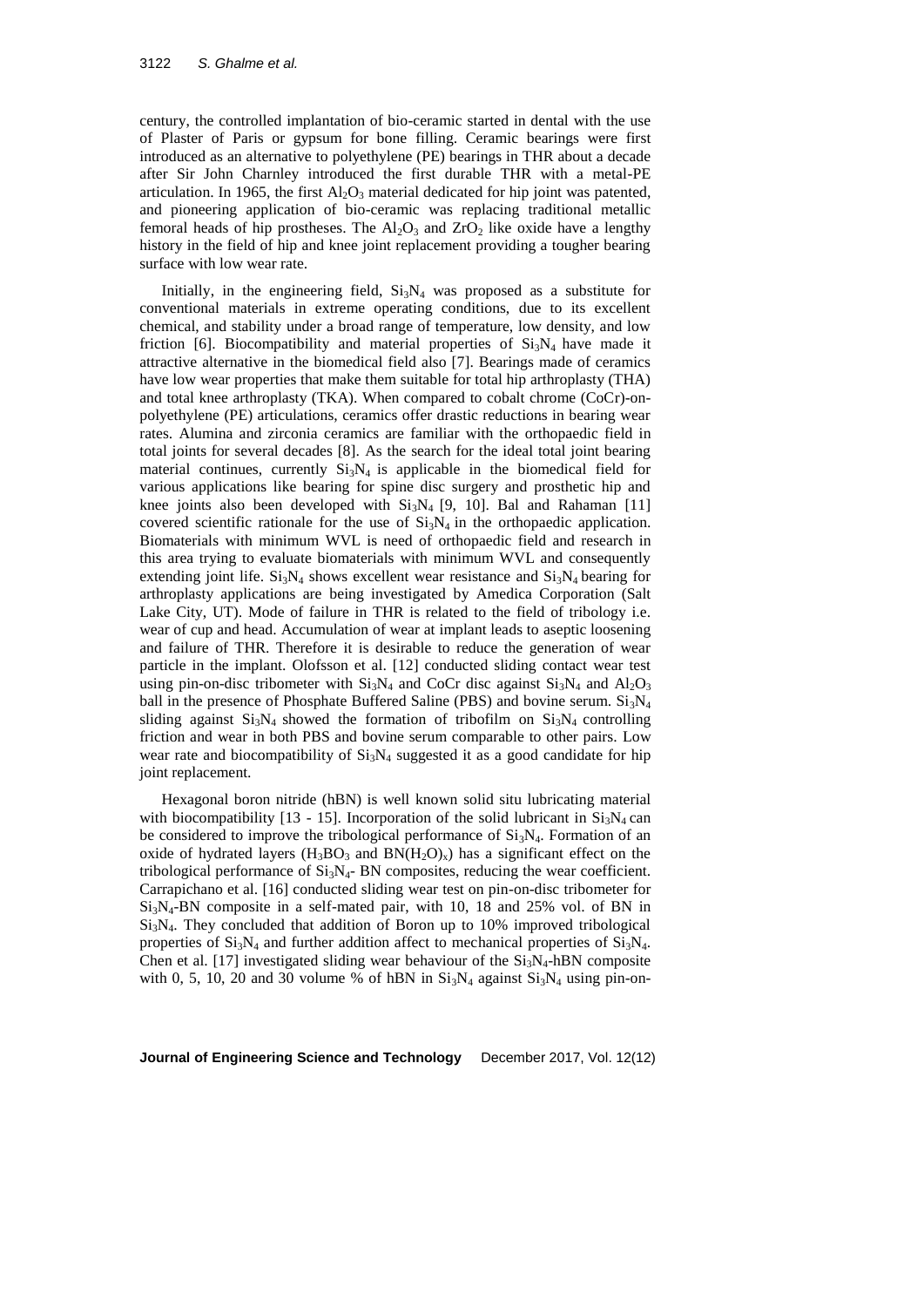century, the controlled implantation of bio-ceramic started in dental with the use of Plaster of Paris or gypsum for bone filling. Ceramic bearings were first introduced as an alternative to polyethylene (PE) bearings in THR about a decade after Sir John Charnley introduced the first durable THR with a metal-PE articulation. In 1965, the first $Al_2O_3$ material dedicated for hip joint was patented, and pioneering application of bio-ceramic was replacing traditional metallic femoral heads of hip prostheses. The $Al_2O_3$ and $ZrO_2$ like oxide have a lengthy history in the field of hip and knee joint replacement providing a tougher bearing surface with low wear rate.

Initially, in the engineering field, $Si_3N_4$ was proposed as a substitute for conventional materials in extreme operating conditions, due to its excellent chemical, and stability under a broad range of temperature, low density, and low friction [6]. Biocompatibility and material properties of $Si_3N_4$ have made it attractive alternative in the biomedical field also [7]. Bearings made of ceramics have low wear properties that make them suitable for total hip arthroplasty (THA) and total knee arthroplasty (TKA). When compared to cobalt chrome (CoCr)-on-polyethylene (PE) articulations, ceramics offer drastic reductions in bearing wear rates. Alumina and zirconia ceramics are familiar with the orthopaedic field in total joints for several decades [8]. As the search for the ideal total joint bearing material continues, currently $Si_3N_4$ is applicable in the biomedical field for various applications like bearing for spine disc surgery and prosthetic hip and knee joints also been developed with $Si_3N_4$ [9, 10]. Bal and Rahaman [11] covered scientific rationale for the use of $Si_3N_4$ in the orthopaedic application. Biomaterials with minimum WVL is need of orthopaedic field and research in this area trying to evaluate biomaterials with minimum WVL and consequently extending joint life. $Si_3N_4$ shows excellent wear resistance and $Si_3N_4$ bearing for arthroplasty applications are being investigated by Amedica Corporation (Salt Lake City, UT). Mode of failure in THR is related to the field of tribology i.e. wear of cup and head. Accumulation of wear at implant leads to aseptic loosening and failure of THR. Therefore it is desirable to reduce the generation of wear particle in the implant. Olofsson et al. [12] conducted sliding contact wear test using pin-on-disc tribometer with $Si_3N_4$ and CoCr disc against $Si_3N_4$ and $Al_2O_3$ ball in the presence of Phosphate Buffered Saline (PBS) and bovine serum. $Si_3N_4$ sliding against $Si_3N_4$ showed the formation of tribofilm on $Si_3N_4$ controlling friction and wear in both PBS and bovine serum comparable to other pairs. Low wear rate and biocompatibility of $Si_3N_4$ suggested it as a good candidate for hip joint replacement.

Hexagonal boron nitride (hBN) is well known solid situ lubricating material with biocompatibility [13 - 15]. Incorporation of the solid lubricant in $Si_3N_4$ can be considered to improve the tribological performance of $Si_3N_4$. Formation of an oxide of hydrated layers ($H_3BO_3$ and $BN(H_2O)_x$) has a significant effect on the tribological performance of $Si_3N_4$- BN composites, reducing the wear coefficient. Carrapichano et al. [16] conducted sliding wear test on pin-on-disc tribometer for $Si_3N_4$-BN composite in a self-mated pair, with 10, 18 and 25% vol. of BN in $Si_3N_4$. They concluded that addition of Boron up to 10% improved tribological properties of $Si_3N_4$ and further addition affect to mechanical properties of $Si_3N_4$. Chen et al. [17] investigated sliding wear behaviour of the $Si_3N_4$-hBN composite with 0, 5, 10, 20 and 30 volume % of hBN in $Si_3N_4$ against $Si_3N_4$ using pin-on-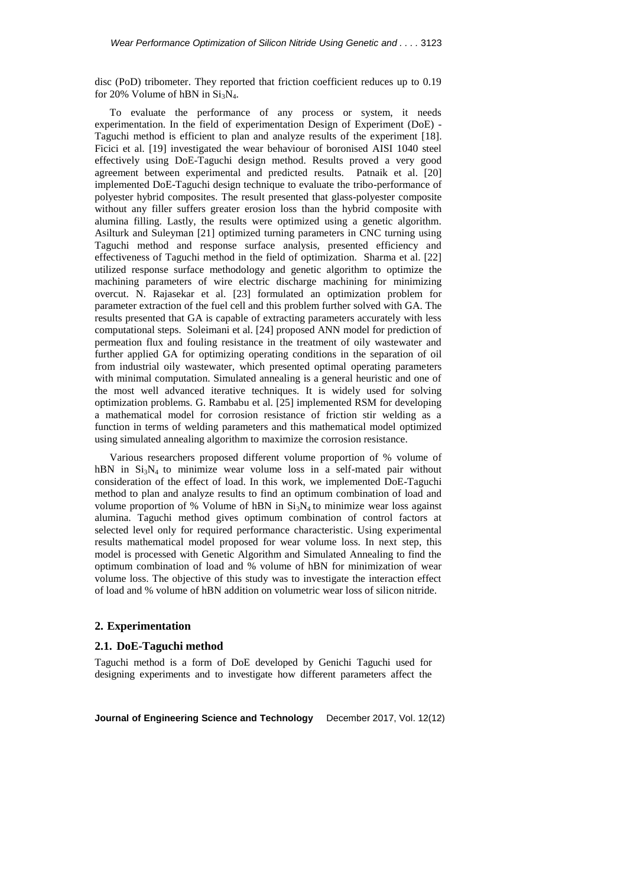disc (PoD) tribometer. They reported that friction coefficient reduces up to 0.19 for 20% Volume of hBN in $Si_3N_4$.

To evaluate the performance of any process or system, it needs experimentation. In the field of experimentation Design of Experiment (DoE) - Taguchi method is efficient to plan and analyze results of the experiment [18]. Ficici et al. [19] investigated the wear behaviour of boronised AISI 1040 steel effectively using DoE-Taguchi design method. Results proved a very good agreement between experimental and predicted results. Patnaik et al. [20] implemented DoE-Taguchi design technique to evaluate the tribo-performance of polyester hybrid composites. The result presented that glass-polyester composite without any filler suffers greater erosion loss than the hybrid composite with alumina filling. Lastly, the results were optimized using a genetic algorithm. Asilturk and Suleyman [21] optimized turning parameters in CNC turning using Taguchi method and response surface analysis, presented efficiency and effectiveness of Taguchi method in the field of optimization. Sharma et al. [22] utilized response surface methodology and genetic algorithm to optimize the machining parameters of wire electric discharge machining for minimizing overcut. N. Rajasekar et al. [23] formulated an optimization problem for parameter extraction of the fuel cell and this problem further solved with GA. The results presented that GA is capable of extracting parameters accurately with less computational steps. Soleimani et al. [24] proposed ANN model for prediction of permeation flux and fouling resistance in the treatment of oily wastewater and further applied GA for optimizing operating conditions in the separation of oil from industrial oily wastewater, which presented optimal operating parameters with minimal computation. Simulated annealing is a general heuristic and one of the most well advanced iterative techniques. It is widely used for solving optimization problems. G. Rambabu et al. [25] implemented RSM for developing a mathematical model for corrosion resistance of friction stir welding as a function in terms of welding parameters and this mathematical model optimized using simulated annealing algorithm to maximize the corrosion resistance.

Various researchers proposed different volume proportion of % volume of hBN in $Si_3N_4$ to minimize wear volume loss in a self-mated pair without consideration of the effect of load. In this work, we implemented DoE-Taguchi method to plan and analyze results to find an optimum combination of load and volume proportion of % Volume of hBN in $Si_3N_4$ to minimize wear loss against alumina. Taguchi method gives optimum combination of control factors at selected level only for required performance characteristic. Using experimental results mathematical model proposed for wear volume loss. In next step, this model is processed with Genetic Algorithm and Simulated Annealing to find the optimum combination of load and % volume of hBN for minimization of wear volume loss. The objective of this study was to investigate the interaction effect of load and % volume of hBN addition on volumetric wear loss of silicon nitride.

## 2. Experimentation

### 2.1. DoE-Taguchi method

Taguchi method is a form of DoE developed by Genichi Taguchi used for designing experiments and to investigate how different parameters affect the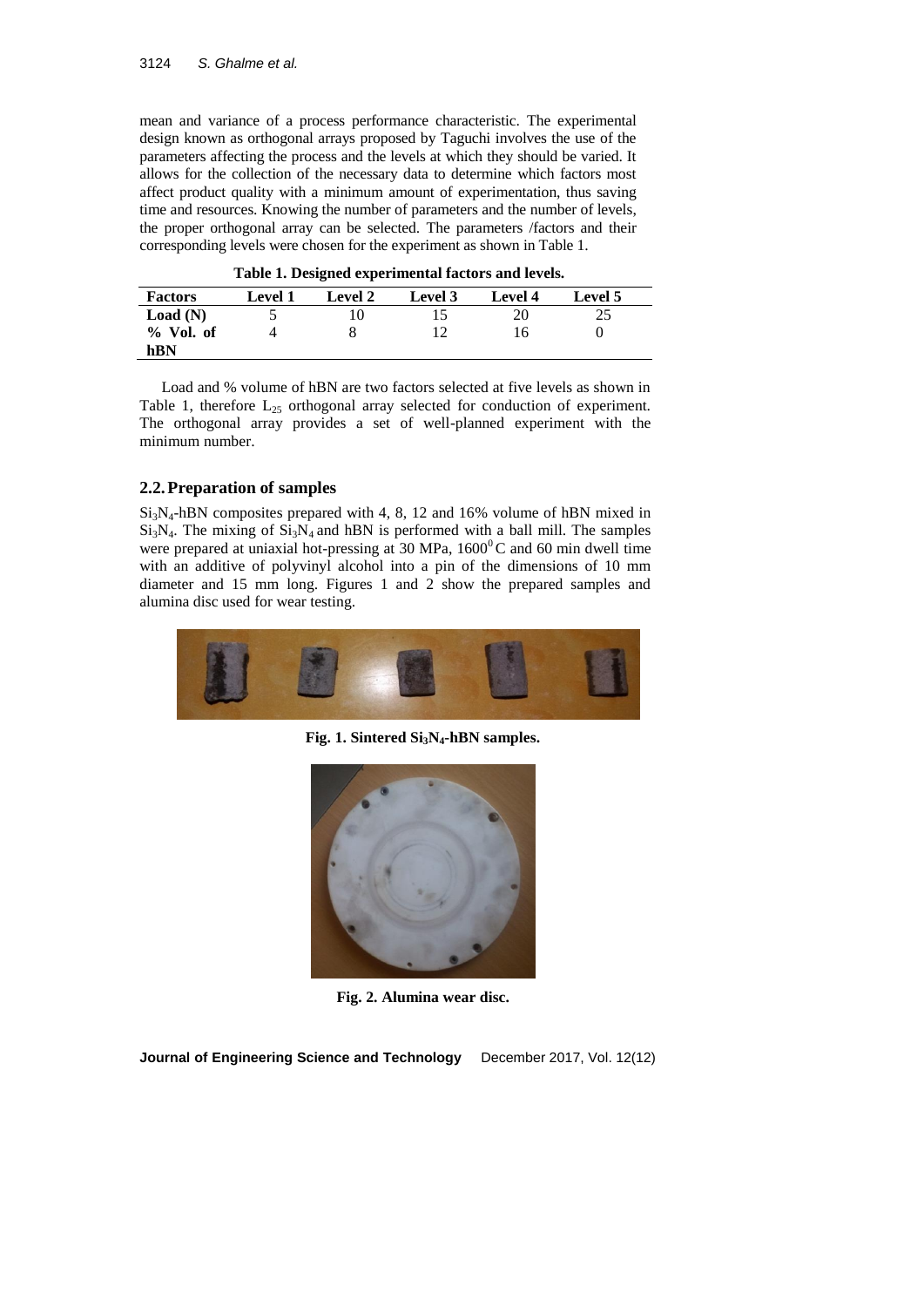mean and variance of a process performance characteristic. The experimental design known as orthogonal arrays proposed by Taguchi involves the use of the parameters affecting the process and the levels at which they should be varied. It allows for the collection of the necessary data to determine which factors most affect product quality with a minimum amount of experimentation, thus saving time and resources. Knowing the number of parameters and the number of levels, the proper orthogonal array can be selected. The parameters /factors and their corresponding levels were chosen for the experiment as shown in Table 1.

**Table 1. Designed experimental factors and levels.**

| Factors | Level 1 | Level 2 | Level 3 | Level 4 | Level 5 |
|---|---|---|---|---|---|
| **Load (N)** | 5 | 10 | 15 | 20 | 25 |
| **% Vol. of hBN** | 4 | 8 | 12 | 16 | 0 |

Load and % volume of hBN are two factors selected at five levels as shown in Table 1, therefore $L_{25}$ orthogonal array selected for conduction of experiment. The orthogonal array provides a set of well-planned experiment with the minimum number.

## 2.2. Preparation of samples

$Si_3N_4$-hBN composites prepared with 4, 8, 12 and 16% volume of hBN mixed in $Si_3N_4$. The mixing of $Si_3N_4$ and hBN is performed with a ball mill. The samples were prepared at uniaxial hot-pressing at 30 MPa, $1600^0$ C and 60 min dwell time with an additive of polyvinyl alcohol into a pin of the dimensions of 10 mm diameter and 15 mm long. Figures 1 and 2 show the prepared samples and alumina disc used for wear testing.

**Fig. 1. Sintered $Si_3N_4$-hBN samples.**

**Fig. 2. Alumina wear disc.**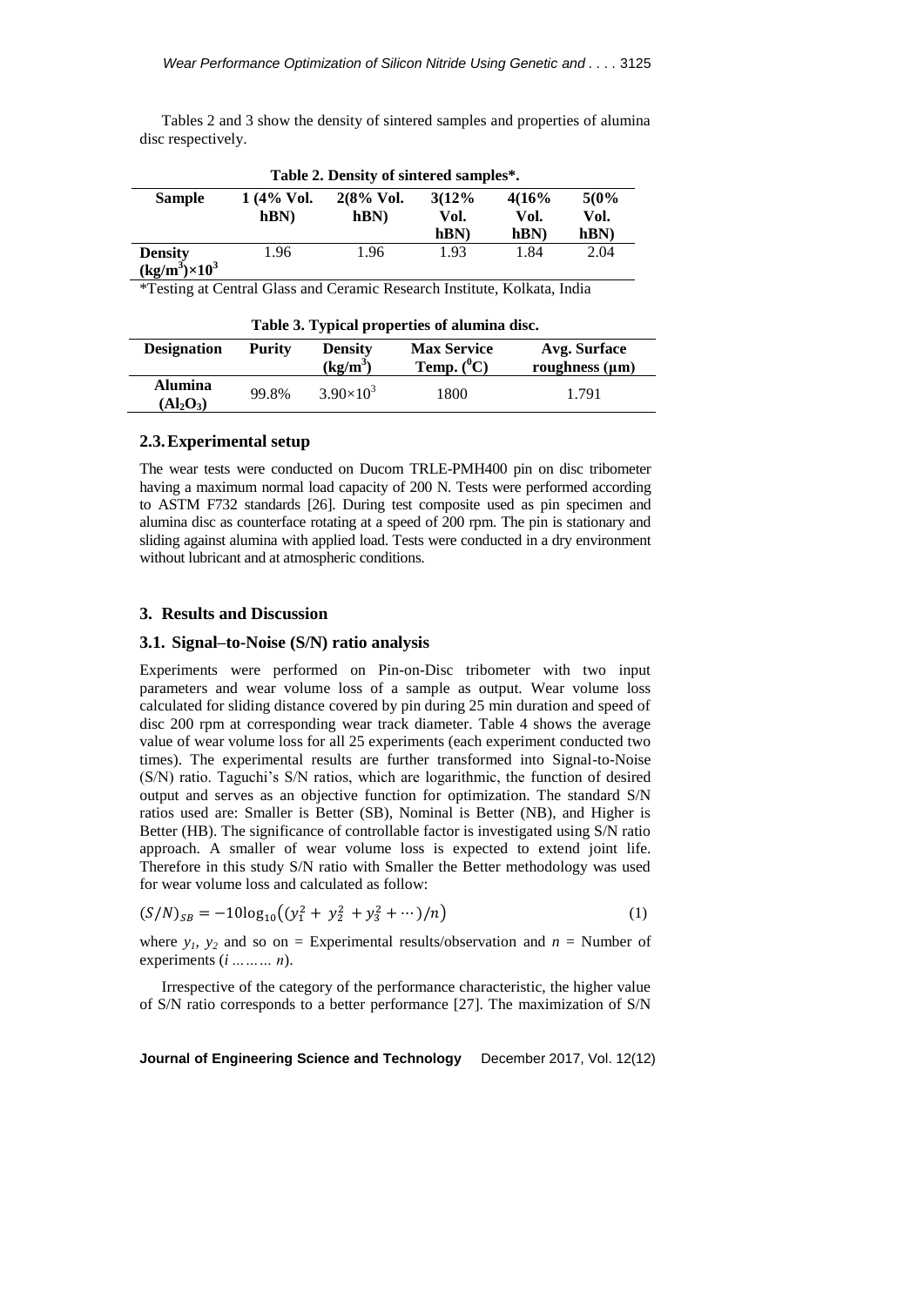Tables 2 and 3 show the density of sintered samples and properties of alumina disc respectively.

**Table 2. Density of sintered samples*.**

| Sample | 1 (4% Vol. hBN) | 2(8% Vol. hBN) | 3(12% Vol. hBN) | 4(16% Vol. hBN) | 5(0% Vol. hBN) |
|---|---|---|---|---|---|
| Density $(kg/m^3)\times10^3$ | 1.96 | 1.96 | 1.93 | 1.84 | 2.04 |

*Testing at Central Glass and Ceramic Research Institute, Kolkata, India

**Table 3. Typical properties of alumina disc.**

| Designation | Purity | Density $(kg/m^3)$ | Max Service Temp. ($^0$C) | Avg. Surface roughness (μm) |
|---|---|---|---|---|
| Alumina ($Al_2O_3$) | 99.8% | $3.90\times10^3$ | 1800 | 1.791 |

## 2.3. Experimental setup

The wear tests were conducted on Ducom TRLE-PMH400 pin on disc tribometer having a maximum normal load capacity of 200 N. Tests were performed according to ASTM F732 standards [26]. During test composite used as pin specimen and alumina disc as counterface rotating at a speed of 200 rpm. The pin is stationary and sliding against alumina with applied load. Tests were conducted in a dry environment without lubricant and at atmospheric conditions.

# 3. Results and Discussion

## 3.1. Signal–to-Noise (S/N) ratio analysis

Experiments were performed on Pin-on-Disc tribometer with two input parameters and wear volume loss of a sample as output. Wear volume loss calculated for sliding distance covered by pin during 25 min duration and speed of disc 200 rpm at corresponding wear track diameter. Table 4 shows the average value of wear volume loss for all 25 experiments (each experiment conducted two times). The experimental results are further transformed into Signal-to-Noise (S/N) ratio. Taguchi's S/N ratios, which are logarithmic, the function of desired output and serves as an objective function for optimization. The standard S/N ratios used are: Smaller is Better (SB), Nominal is Better (NB), and Higher is Better (HB). The significance of controllable factor is investigated using S/N ratio approach. A smaller of wear volume loss is expected to extend joint life. Therefore in this study S/N ratio with Smaller the Better methodology was used for wear volume loss and calculated as follow:

$$(S/N)_{SB} = -10\log_{10}\left((y_1^2 + y_2^2 + y_3^2 + \cdots)/n\right) \tag{1}$$

where $y_1$, $y_2$ and so on = Experimental results/observation and $n$ = Number of experiments ($i$ ……… $n$).

Irrespective of the category of the performance characteristic, the higher value of S/N ratio corresponds to a better performance [27]. The maximization of S/N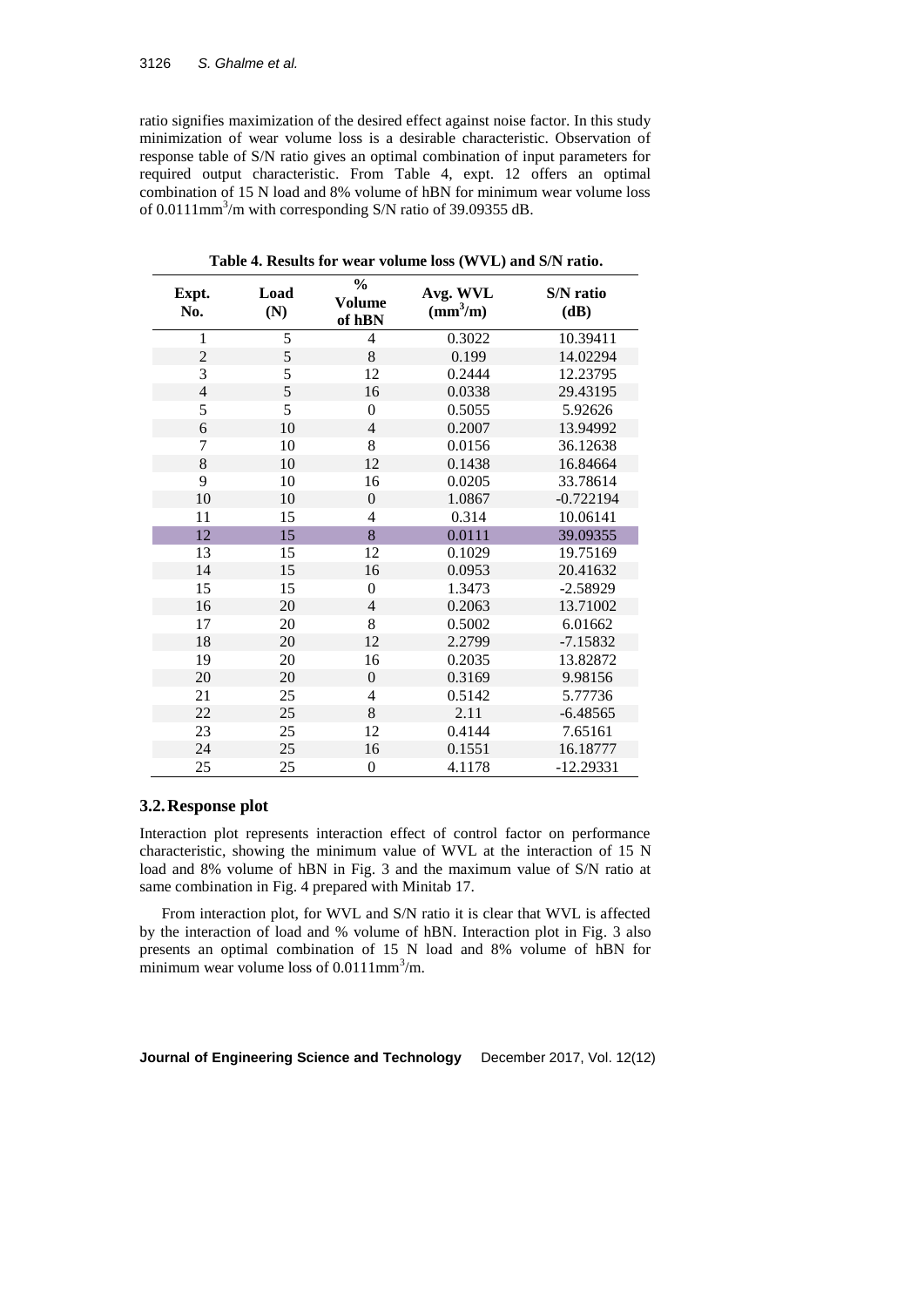ratio signifies maximization of the desired effect against noise factor. In this study minimization of wear volume loss is a desirable characteristic. Observation of response table of S/N ratio gives an optimal combination of input parameters for required output characteristic. From Table 4, expt. 12 offers an optimal combination of 15 N load and 8% volume of hBN for minimum wear volume loss of 0.0111mm$^3$/m with corresponding S/N ratio of 39.09355 dB.

**Table 4. Results for wear volume loss (WVL) and S/N ratio.**

| Expt. No. | Load (N) | % Volume of hBN | Avg. WVL (mm$^3$/m) | S/N ratio (dB) |
|---|---|---|---|---|
| 1 | 5 | 4 | 0.3022 | 10.39411 |
| 2 | 5 | 8 | 0.199 | 14.02294 |
| 3 | 5 | 12 | 0.2444 | 12.23795 |
| 4 | 5 | 16 | 0.0338 | 29.43195 |
| 5 | 5 | 0 | 0.5055 | 5.92626 |
| 6 | 10 | 4 | 0.2007 | 13.94992 |
| 7 | 10 | 8 | 0.0156 | 36.12638 |
| 8 | 10 | 12 | 0.1438 | 16.84664 |
| 9 | 10 | 16 | 0.0205 | 33.78614 |
| 10 | 10 | 0 | 1.0867 | -0.722194 |
| 11 | 15 | 4 | 0.314 | 10.06141 |
| 12 | 15 | 8 | 0.0111 | 39.09355 |
| 13 | 15 | 12 | 0.1029 | 19.75169 |
| 14 | 15 | 16 | 0.0953 | 20.41632 |
| 15 | 15 | 0 | 1.3473 | -2.58929 |
| 16 | 20 | 4 | 0.2063 | 13.71002 |
| 17 | 20 | 8 | 0.5002 | 6.01662 |
| 18 | 20 | 12 | 2.2799 | -7.15832 |
| 19 | 20 | 16 | 0.2035 | 13.82872 |
| 20 | 20 | 0 | 0.3169 | 9.98156 |
| 21 | 25 | 4 | 0.5142 | 5.77736 |
| 22 | 25 | 8 | 2.11 | -6.48565 |
| 23 | 25 | 12 | 0.4144 | 7.65161 |
| 24 | 25 | 16 | 0.1551 | 16.18777 |
| 25 | 25 | 0 | 4.1178 | -12.29331 |

### 3.2. Response plot

Interaction plot represents interaction effect of control factor on performance characteristic, showing the minimum value of WVL at the interaction of 15 N load and 8% volume of hBN in Fig. 3 and the maximum value of S/N ratio at same combination in Fig. 4 prepared with Minitab 17.

From interaction plot, for WVL and S/N ratio it is clear that WVL is affected by the interaction of load and % volume of hBN. Interaction plot in Fig. 3 also presents an optimal combination of 15 N load and 8% volume of hBN for minimum wear volume loss of 0.0111mm$^3$/m.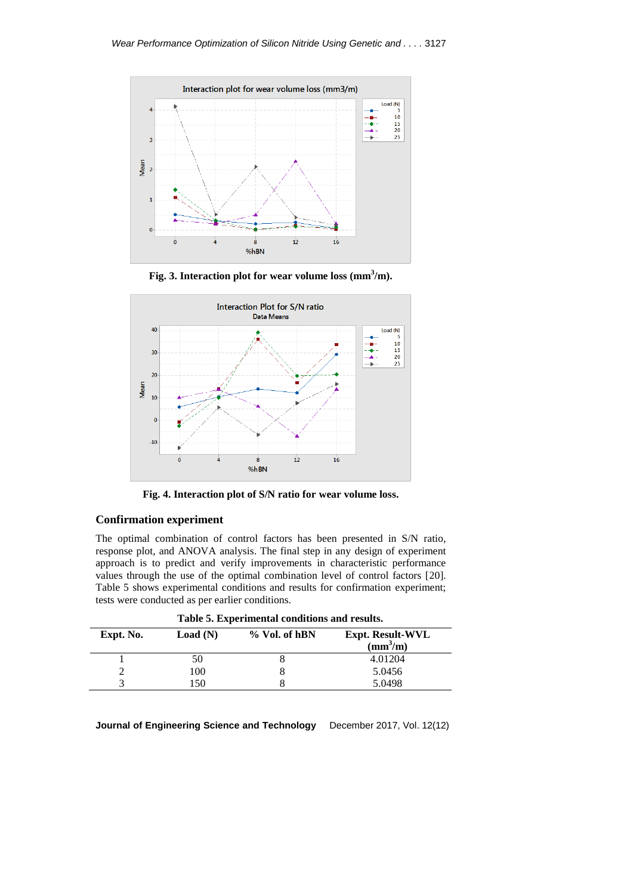Fig. 3. Interaction plot for wear volume loss ($mm^3/m$).

Fig. 4. Interaction plot of S/N ratio for wear volume loss.

## Confirmation experiment

The optimal combination of control factors has been presented in S/N ratio, response plot, and ANOVA analysis. The final step in any design of experiment approach is to predict and verify improvements in characteristic performance values through the use of the optimal combination level of control factors [20]. Table 5 shows experimental conditions and results for confirmation experiment; tests were conducted as per earlier conditions.

**Table 5. Experimental conditions and results.**

| Expt. No. | Load (N) | % Vol. of hBN | Expt. Result-WVL ($mm^3/m$) |
|---|---|---|---|
| 1 | 50 | 8 | 4.01204 |
| 2 | 100 | 8 | 5.0456 |
| 3 | 150 | 8 | 5.0498 |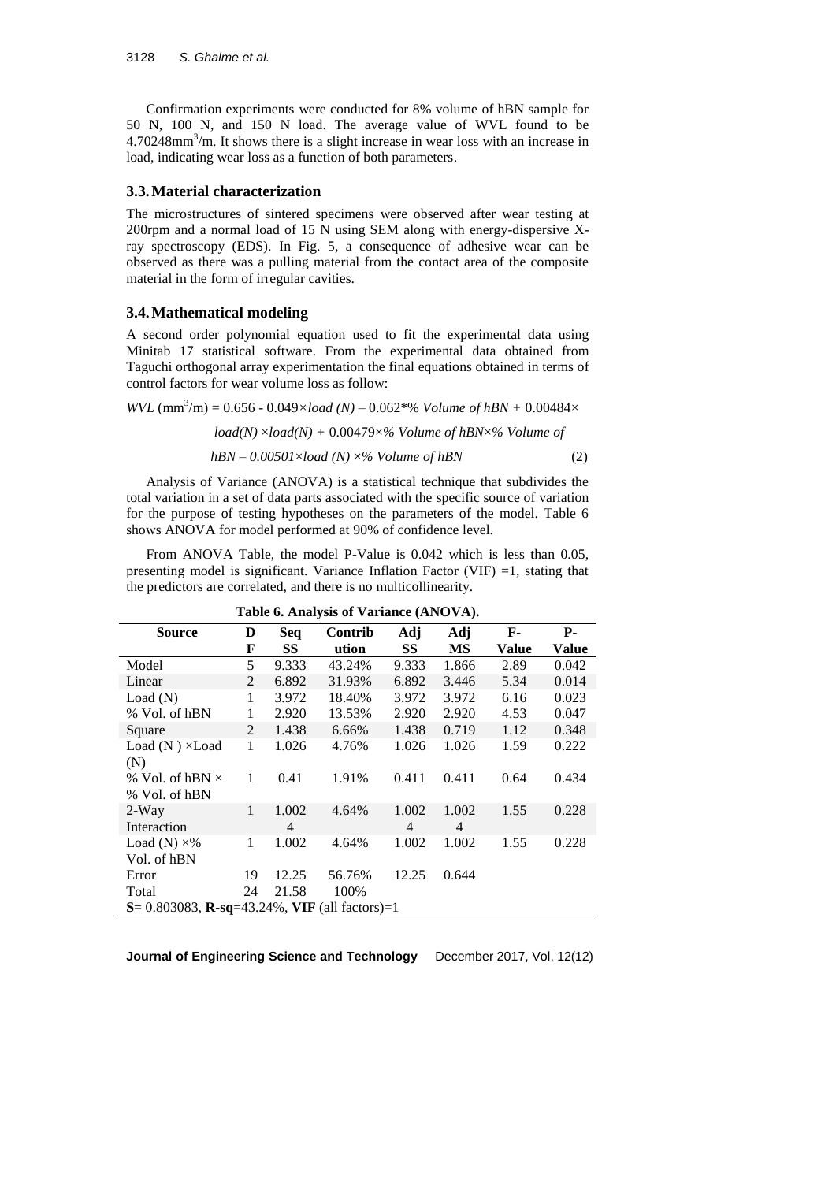Confirmation experiments were conducted for 8% volume of hBN sample for 50 N, 100 N, and 150 N load. The average value of WVL found to be 4.70248$mm^3$/m. It shows there is a slight increase in wear loss with an increase in load, indicating wear loss as a function of both parameters.

### 3.3. Material characterization

The microstructures of sintered specimens were observed after wear testing at 200rpm and a normal load of 15 N using SEM along with energy-dispersive X-ray spectroscopy (EDS). In Fig. 5, a consequence of adhesive wear can be observed as there was a pulling material from the contact area of the composite material in the form of irregular cavities.

### 3.4. Mathematical modeling

A second order polynomial equation used to fit the experimental data using Minitab 17 statistical software. From the experimental data obtained from Taguchi orthogonal array experimentation the final equations obtained in terms of control factors for wear volume loss as follow:

$$WVL\ (mm^3/m) = 0.656 - 0.049 \times load\ (N) - 0.062 * \%\ Volume\ of\ hBN + 0.00484 \times load(N) \times load(N) + 0.00479 \times \%\ Volume\ of\ hBN \times \%\ Volume\ of\ hBN - 0.00501 \times load\ (N) \times \%\ Volume\ of\ hBN \quad (2)$$

Analysis of Variance (ANOVA) is a statistical technique that subdivides the total variation in a set of data parts associated with the specific source of variation for the purpose of testing hypotheses on the parameters of the model. Table 6 shows ANOVA for model performed at 90% of confidence level.

From ANOVA Table, the model P-Value is 0.042 which is less than 0.05, presenting model is significant. Variance Inflation Factor (VIF) =1, stating that the predictors are correlated, and there is no multicollinearity.

**Table 6. Analysis of Variance (ANOVA).**

| Source | DF | Seq SS | Contribution | Adj SS | Adj MS | F-Value | P-Value |
|---|---|---|---|---|---|---|---|
| Model | 5 | 9.333 | 43.24% | 9.333 | 1.866 | 2.89 | 0.042 |
| Linear | 2 | 6.892 | 31.93% | 6.892 | 3.446 | 5.34 | 0.014 |
| Load (N) | 1 | 3.972 | 18.40% | 3.972 | 3.972 | 6.16 | 0.023 |
| % Vol. of hBN | 1 | 2.920 | 13.53% | 2.920 | 2.920 | 4.53 | 0.047 |
| Square | 2 | 1.438 | 6.66% | 1.438 | 0.719 | 1.12 | 0.348 |
| Load (N ) ×Load (N) | 1 | 1.026 | 4.76% | 1.026 | 1.026 | 1.59 | 0.222 |
| % Vol. of hBN × % Vol. of hBN | 1 | 0.41 | 1.91% | 0.411 | 0.411 | 0.64 | 0.434 |
| 2-Way Interaction | 1 | 1.0024 | 4.64% | 1.0024 | 1.0024 | 1.55 | 0.228 |
| Load (N) ×% Vol. of hBN | 1 | 1.002 | 4.64% | 1.002 | 1.002 | 1.55 | 0.228 |
| Error | 19 | 12.25 | 56.76% | 12.25 | 0.644 | | |
| Total | 24 | 21.58 | 100% | | | | |
| **S**= 0.803083, **R-sq**=43.24%, **VIF** (all factors)=1 | | | | | | | |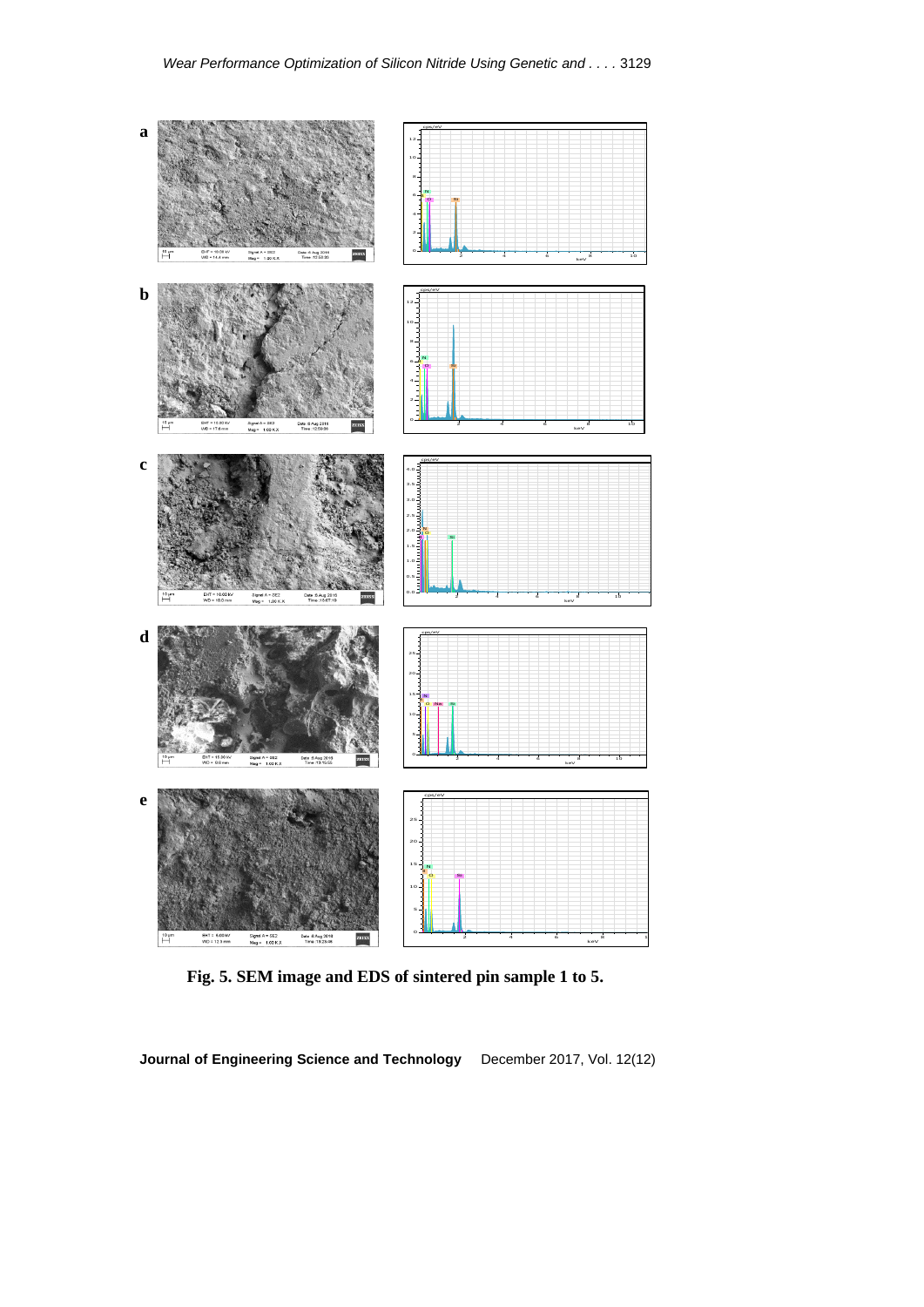**Fig. 5. SEM image and EDS of sintered pin sample 1 to 5.**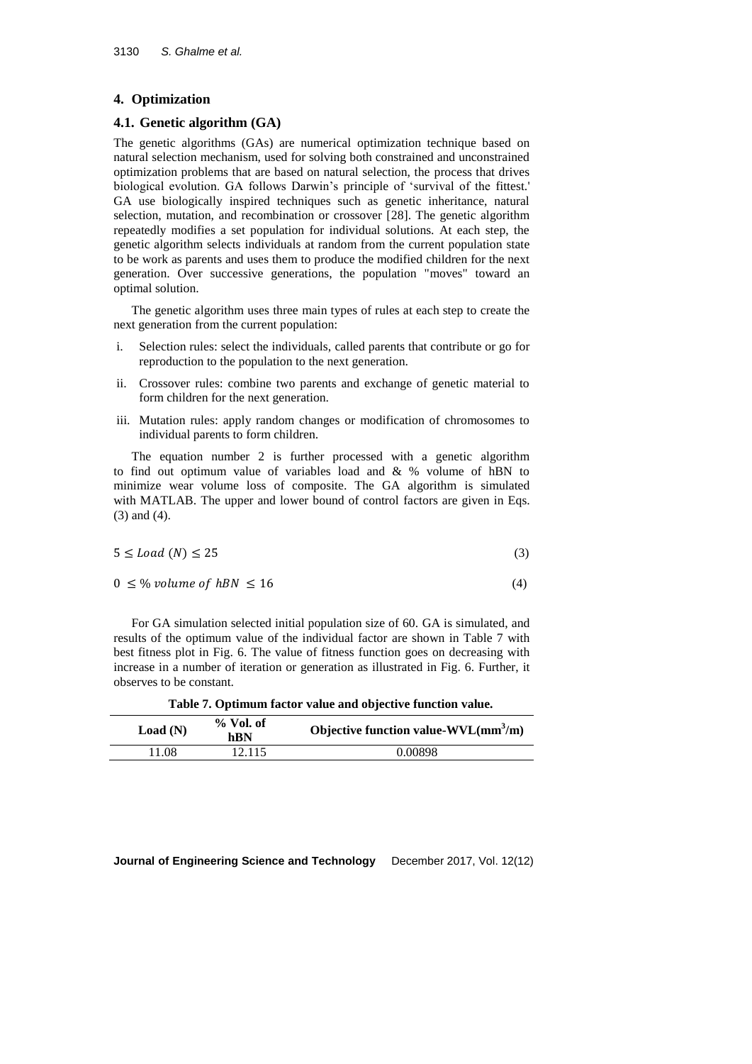## 4. Optimization

### 4.1. Genetic algorithm (GA)

The genetic algorithms (GAs) are numerical optimization technique based on natural selection mechanism, used for solving both constrained and unconstrained optimization problems that are based on natural selection, the process that drives biological evolution. GA follows Darwin's principle of 'survival of the fittest.' GA use biologically inspired techniques such as genetic inheritance, natural selection, mutation, and recombination or crossover [28]. The genetic algorithm repeatedly modifies a set population for individual solutions. At each step, the genetic algorithm selects individuals at random from the current population state to be work as parents and uses them to produce the modified children for the next generation. Over successive generations, the population "moves" toward an optimal solution.

The genetic algorithm uses three main types of rules at each step to create the next generation from the current population:

i. Selection rules: select the individuals, called parents that contribute or go for reproduction to the population to the next generation.

ii. Crossover rules: combine two parents and exchange of genetic material to form children for the next generation.

iii. Mutation rules: apply random changes or modification of chromosomes to individual parents to form children.

The equation number 2 is further processed with a genetic algorithm to find out optimum value of variables load and & % volume of hBN to minimize wear volume loss of composite. The GA algorithm is simulated with MATLAB. The upper and lower bound of control factors are given in Eqs. (3) and (4).

$$5 \leq Load\ (N) \leq 25 \tag{3}$$

$$0 \leq \%\ volume\ of\ hBN \leq 16 \tag{4}$$

For GA simulation selected initial population size of 60. GA is simulated, and results of the optimum value of the individual factor are shown in Table 7 with best fitness plot in Fig. 6. The value of fitness function goes on decreasing with increase in a number of iteration or generation as illustrated in Fig. 6. Further, it observes to be constant.

**Table 7. Optimum factor value and objective function value.**

| Load (N) | % Vol. of hBN | Objective function value-WVL($mm^3$/m) |
|---|---|---|
| 11.08 | 12.115 | 0.00898 |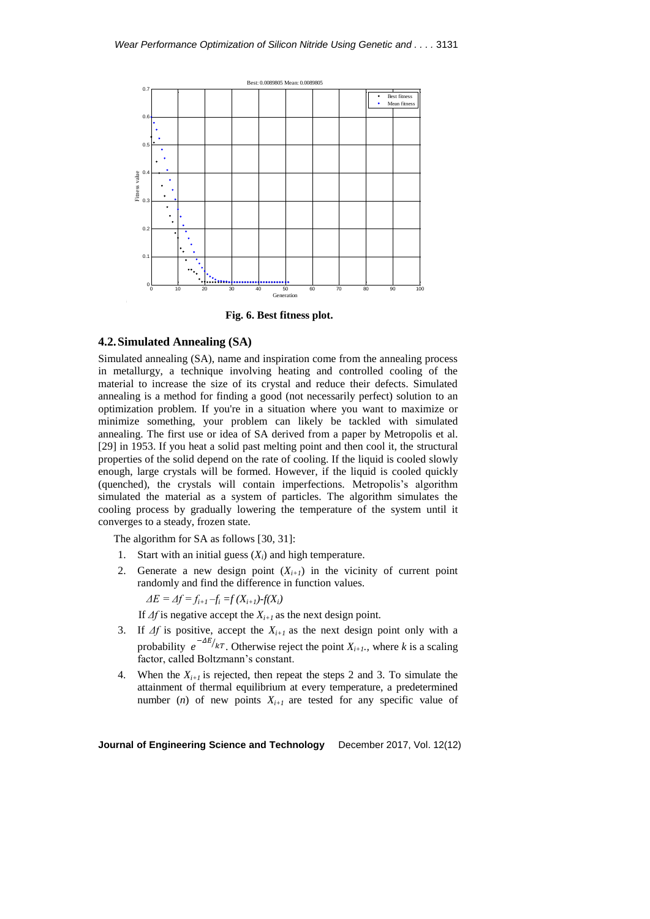**Fig. 6. Best fitness plot.**

## 4.2. Simulated Annealing (SA)

Simulated annealing (SA), name and inspiration come from the annealing process in metallurgy, a technique involving heating and controlled cooling of the material to increase the size of its crystal and reduce their defects. Simulated annealing is a method for finding a good (not necessarily perfect) solution to an optimization problem. If you're in a situation where you want to maximize or minimize something, your problem can likely be tackled with simulated annealing. The first use or idea of SA derived from a paper by Metropolis et al. [29] in 1953. If you heat a solid past melting point and then cool it, the structural properties of the solid depend on the rate of cooling. If the liquid is cooled slowly enough, large crystals will be formed. However, if the liquid is cooled quickly (quenched), the crystals will contain imperfections. Metropolis's algorithm simulated the material as a system of particles. The algorithm simulates the cooling process by gradually lowering the temperature of the system until it converges to a steady, frozen state.

The algorithm for SA as follows [30, 31]:

1. Start with an initial guess ($X_i$) and high temperature.
2. Generate a new design point ($X_{i+1}$) in the vicinity of current point randomly and find the difference in function values.

   $\Delta E = \Delta f = f_{i+1} - f_i = f(X_{i+1}) - f(X_i)$

   If $\Delta f$ is negative accept the $X_{i+1}$ as the next design point.
3. If $\Delta f$ is positive, accept the $X_{i+1}$ as the next design point only with a probability $e^{-\Delta E/kT}$. Otherwise reject the point $X_{i+1}$., where $k$ is a scaling factor, called Boltzmann's constant.
4. When the $X_{i+1}$ is rejected, then repeat the steps 2 and 3. To simulate the attainment of thermal equilibrium at every temperature, a predetermined number ($n$) of new points $X_{i+1}$ are tested for any specific value of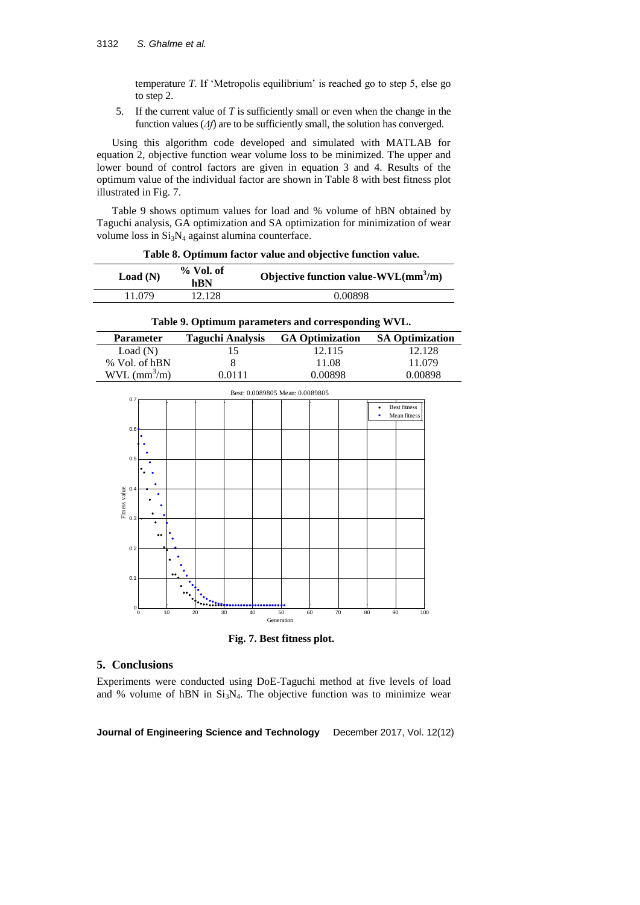temperature *T*. If 'Metropolis equilibrium' is reached go to step 5, else go to step 2.

5. If the current value of *T* is sufficiently small or even when the change in the function values ($\Delta f$) are to be sufficiently small, the solution has converged.

Using this algorithm code developed and simulated with MATLAB for equation 2, objective function wear volume loss to be minimized. The upper and lower bound of control factors are given in equation 3 and 4. Results of the optimum value of the individual factor are shown in Table 8 with best fitness plot illustrated in Fig. 7.

Table 9 shows optimum values for load and % volume of hBN obtained by Taguchi analysis, GA optimization and SA optimization for minimization of wear volume loss in $Si_3N_4$ against alumina counterface.

**Table 8. Optimum factor value and objective function value.**

| Load (N) | % Vol. of hBN | Objective function value-WVL($mm^3$/m) |
|---|---|---|
| 11.079 | 12.128 | 0.00898 |

**Table 9. Optimum parameters and corresponding WVL.**

| Parameter | Taguchi Analysis | GA Optimization | SA Optimization |
|---|---|---|---|
| Load (N) | 15 | 12.115 | 12.128 |
| % Vol. of hBN | 8 | 11.08 | 11.079 |
| WVL ($mm^3$/m) | 0.0111 | 0.00898 | 0.00898 |

**Fig. 7. Best fitness plot.**

## 5. Conclusions

Experiments were conducted using DoE-Taguchi method at five levels of load and % volume of hBN in $Si_3N_4$. The objective function was to minimize wear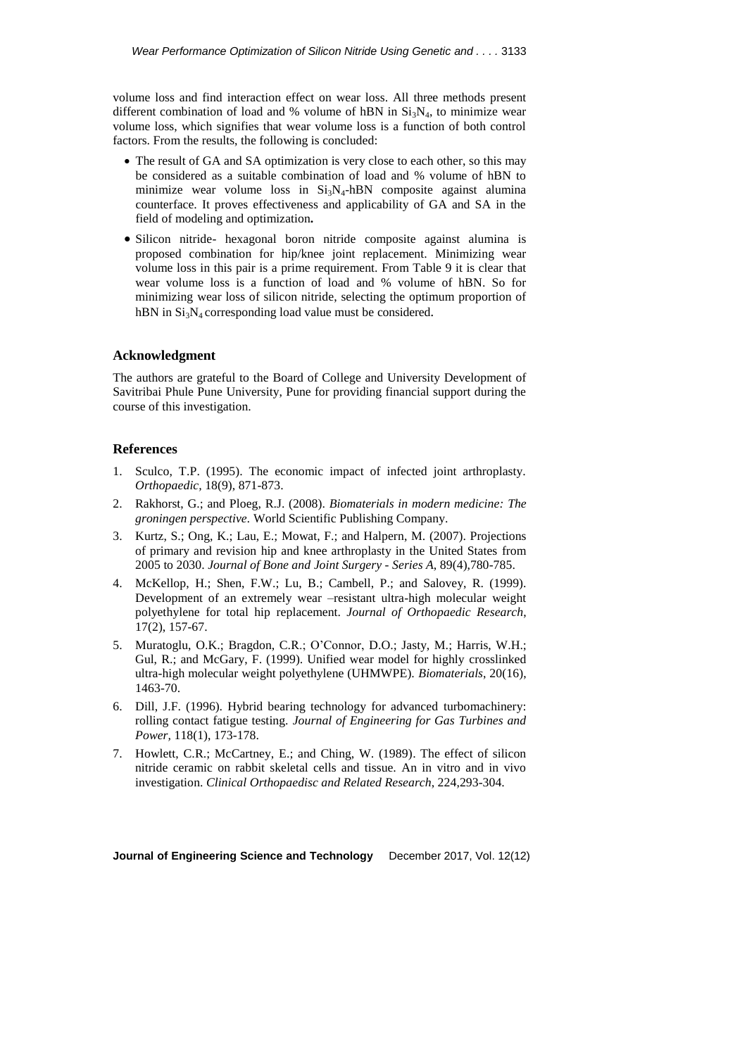volume loss and find interaction effect on wear loss. All three methods present different combination of load and % volume of hBN in $Si_3N_4$, to minimize wear volume loss, which signifies that wear volume loss is a function of both control factors. From the results, the following is concluded:

- The result of GA and SA optimization is very close to each other, so this may be considered as a suitable combination of load and % volume of hBN to minimize wear volume loss in $Si_3N_4$-hBN composite against alumina counterface. It proves effectiveness and applicability of GA and SA in the field of modeling and optimization**.**
- Silicon nitride- hexagonal boron nitride composite against alumina is proposed combination for hip/knee joint replacement. Minimizing wear volume loss in this pair is a prime requirement. From Table 9 it is clear that wear volume loss is a function of load and % volume of hBN. So for minimizing wear loss of silicon nitride, selecting the optimum proportion of hBN in $Si_3N_4$ corresponding load value must be considered.

## Acknowledgment

The authors are grateful to the Board of College and University Development of Savitribai Phule Pune University, Pune for providing financial support during the course of this investigation.

## References

1. Sculco, T.P. (1995). The economic impact of infected joint arthroplasty. *Orthopaedic*, 18(9), 871-873.
2. Rakhorst, G.; and Ploeg, R.J. (2008). *Biomaterials in modern medicine: The groningen perspective*. World Scientific Publishing Company.
3. Kurtz, S.; Ong, K.; Lau, E.; Mowat, F.; and Halpern, M. (2007). Projections of primary and revision hip and knee arthroplasty in the United States from 2005 to 2030. *Journal of Bone and Joint Surgery - Series A*, 89(4),780-785.
4. McKellop, H.; Shen, F.W.; Lu, B.; Cambell, P.; and Salovey, R. (1999). Development of an extremely wear –resistant ultra-high molecular weight polyethylene for total hip replacement. *Journal of Orthopaedic Research*, 17(2), 157-67.
5. Muratoglu, O.K.; Bragdon, C.R.; O'Connor, D.O.; Jasty, M.; Harris, W.H.; Gul, R.; and McGary, F. (1999). Unified wear model for highly crosslinked ultra-high molecular weight polyethylene (UHMWPE). *Biomaterials*, 20(16), 1463-70.
6. Dill, J.F. (1996). Hybrid bearing technology for advanced turbomachinery: rolling contact fatigue testing. *Journal of Engineering for Gas Turbines and Power*, 118(1), 173-178.
7. Howlett, C.R.; McCartney, E.; and Ching, W. (1989). The effect of silicon nitride ceramic on rabbit skeletal cells and tissue. An in vitro and in vivo investigation. *Clinical Orthopaedisc and Related Research*, 224,293-304.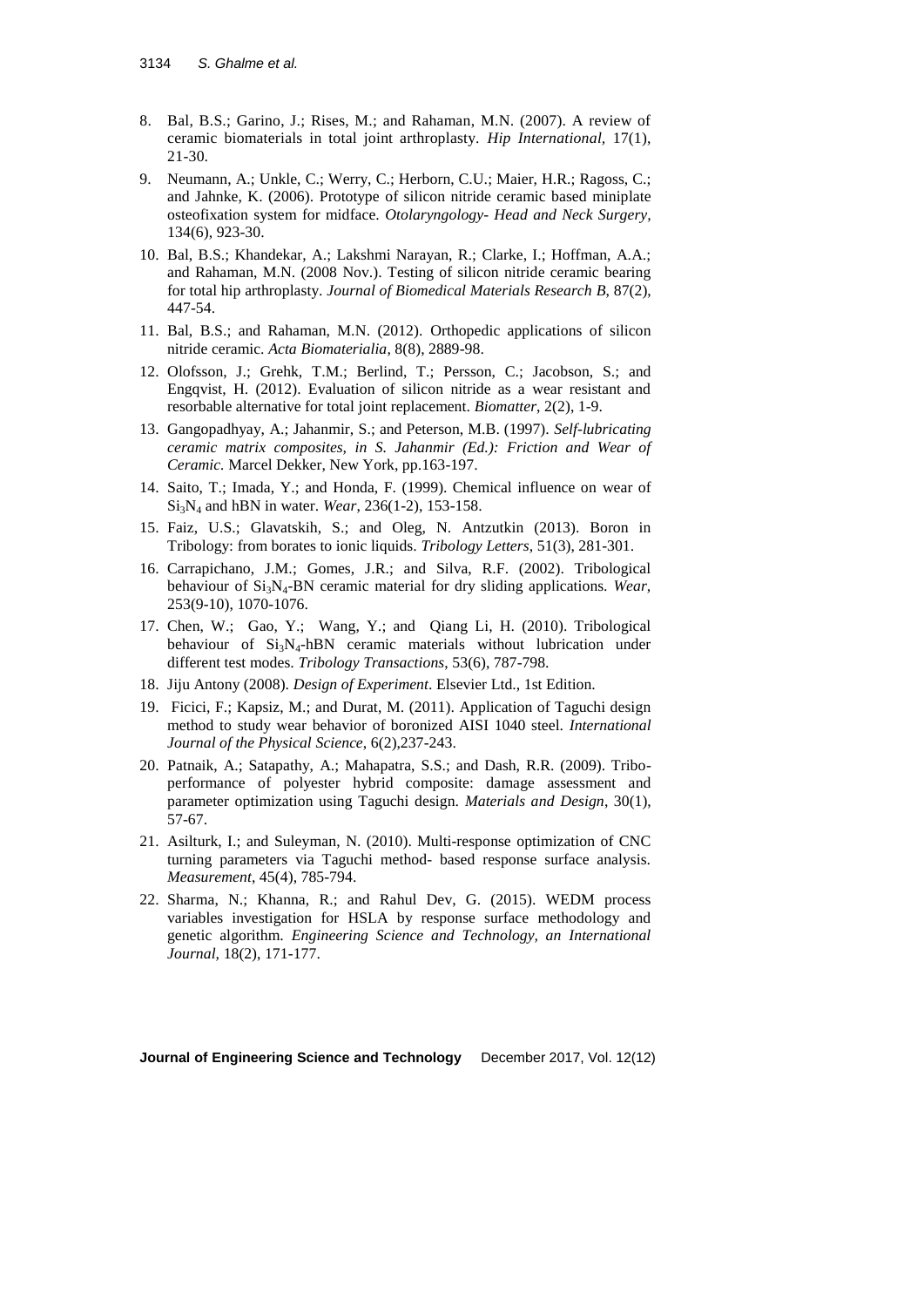8. Bal, B.S.; Garino, J.; Rises, M.; and Rahaman, M.N. (2007). A review of ceramic biomaterials in total joint arthroplasty. *Hip International*, 17(1), 21-30.
9. Neumann, A.; Unkle, C.; Werry, C.; Herborn, C.U.; Maier, H.R.; Ragoss, C.; and Jahnke, K. (2006). Prototype of silicon nitride ceramic based miniplate osteofixation system for midface. *Otolaryngology- Head and Neck Surgery*, 134(6), 923-30.
10. Bal, B.S.; Khandekar, A.; Lakshmi Narayan, R.; Clarke, I.; Hoffman, A.A.; and Rahaman, M.N. (2008 Nov.). Testing of silicon nitride ceramic bearing for total hip arthroplasty. *Journal of Biomedical Materials Research B*, 87(2), 447-54.
11. Bal, B.S.; and Rahaman, M.N. (2012). Orthopedic applications of silicon nitride ceramic. *Acta Biomaterialia*, 8(8), 2889-98.
12. Olofsson, J.; Grehk, T.M.; Berlind, T.; Persson, C.; Jacobson, S.; and Engqvist, H. (2012). Evaluation of silicon nitride as a wear resistant and resorbable alternative for total joint replacement. *Biomatter*, 2(2), 1-9.
13. Gangopadhyay, A.; Jahanmir, S.; and Peterson, M.B. (1997). *Self-lubricating ceramic matrix composites, in S. Jahanmir (Ed.): Friction and Wear of Ceramic.* Marcel Dekker, New York, pp.163-197.
14. Saito, T.; Imada, Y.; and Honda, F. (1999). Chemical influence on wear of $Si_3N_4$ and hBN in water. *Wear*, 236(1-2), 153-158.
15. Faiz, U.S.; Glavatskih, S.; and Oleg, N. Antzutkin (2013). Boron in Tribology: from borates to ionic liquids. *Tribology Letters*, 51(3), 281-301.
16. Carrapichano, J.M.; Gomes, J.R.; and Silva, R.F. (2002). Tribological behaviour of $Si_3N_4$-BN ceramic material for dry sliding applications. *Wear*, 253(9-10), 1070-1076.
17. Chen, W.; Gao, Y.; Wang, Y.; and Qiang Li, H. (2010). Tribological behaviour of $Si_3N_4$-hBN ceramic materials without lubrication under different test modes. *Tribology Transactions*, 53(6), 787-798.
18. Jiju Antony (2008). *Design of Experiment*. Elsevier Ltd., 1st Edition.
19. Ficici, F.; Kapsiz, M.; and Durat, M. (2011). Application of Taguchi design method to study wear behavior of boronized AISI 1040 steel. *International Journal of the Physical Science*, 6(2),237-243.
20. Patnaik, A.; Satapathy, A.; Mahapatra, S.S.; and Dash, R.R. (2009). Tribo-performance of polyester hybrid composite: damage assessment and parameter optimization using Taguchi design. *Materials and Design*, 30(1), 57-67.
21. Asilturk, I.; and Suleyman, N. (2010). Multi-response optimization of CNC turning parameters via Taguchi method- based response surface analysis. *Measurement*, 45(4), 785-794.
22. Sharma, N.; Khanna, R.; and Rahul Dev, G. (2015). WEDM process variables investigation for HSLA by response surface methodology and genetic algorithm. *Engineering Science and Technology, an International Journal*, 18(2), 171-177.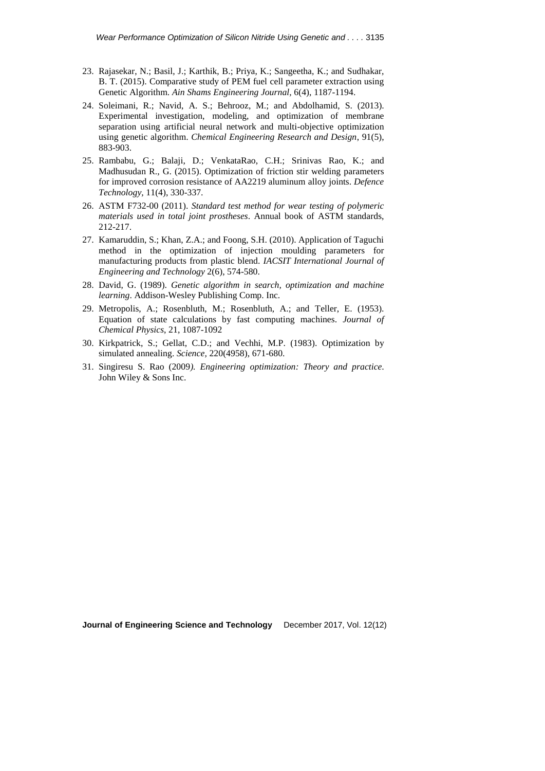23. Rajasekar, N.; Basil, J.; Karthik, B.; Priya, K.; Sangeetha, K.; and Sudhakar, B. T. (2015). Comparative study of PEM fuel cell parameter extraction using Genetic Algorithm. *Ain Shams Engineering Journal*, 6(4), 1187-1194.
24. Soleimani, R.; Navid, A. S.; Behrooz, M.; and Abdolhamid, S. (2013). Experimental investigation, modeling, and optimization of membrane separation using artificial neural network and multi-objective optimization using genetic algorithm. *Chemical Engineering Research and Design*, 91(5), 883-903.
25. Rambabu, G.; Balaji, D.; VenkataRao, C.H.; Srinivas Rao, K.; and Madhusudan R., G. (2015). Optimization of friction stir welding parameters for improved corrosion resistance of AA2219 aluminum alloy joints. *Defence Technology*, 11(4), 330-337.
26. ASTM F732-00 (2011). *Standard test method for wear testing of polymeric materials used in total joint prostheses*. Annual book of ASTM standards, 212-217.
27. Kamaruddin, S.; Khan, Z.A.; and Foong, S.H. (2010). Application of Taguchi method in the optimization of injection moulding parameters for manufacturing products from plastic blend. *IACSIT International Journal of Engineering and Technology* 2(6), 574-580.
28. David, G. (1989). *Genetic algorithm in search, optimization and machine learning*. Addison-Wesley Publishing Comp. Inc.
29. Metropolis, A.; Rosenbluth, M.; Rosenbluth, A.; and Teller, E. (1953). Equation of state calculations by fast computing machines. *Journal of Chemical Physics*, 21, 1087-1092
30. Kirkpatrick, S.; Gellat, C.D.; and Vechhi, M.P. (1983). Optimization by simulated annealing. *Science*, 220(4958), 671-680.
31. Singiresu S. Rao (2009). *Engineering optimization: Theory and practice*. John Wiley & Sons Inc.